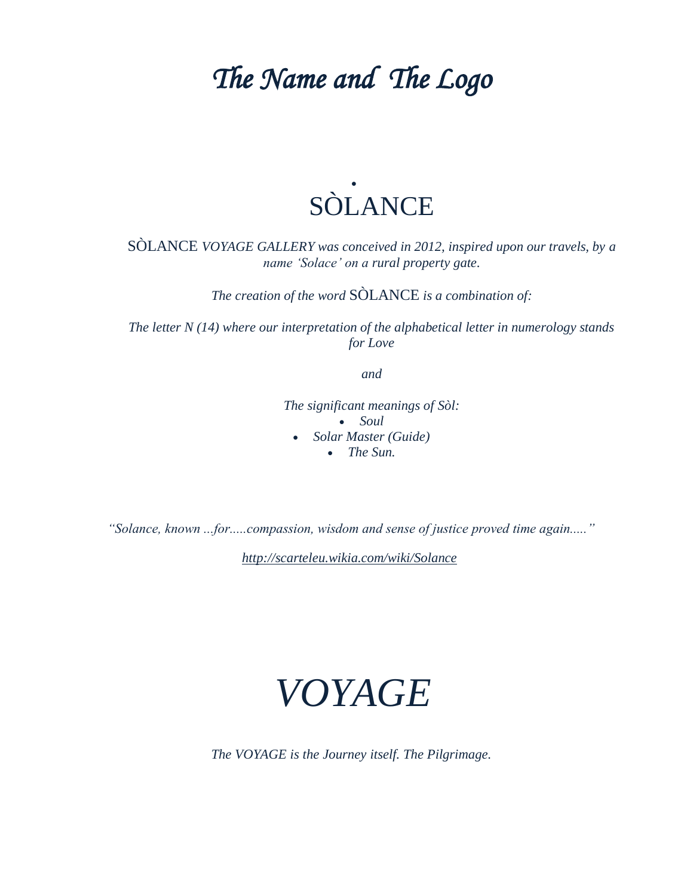# *The Name and The Logo*

## SÒLANCE

SÒLANCE *VOYAGE GALLERY was conceived in 2012, inspired upon our travels, by a name 'Solace' on a rural property gate.*

*The creation of the word* SÒLANCE *is a combination of:*

*The letter N (14) where our interpretation of the alphabetical letter in numerology stands for Love*

*and*

*The significant meanings of Sòl:*

- *Soul*
- *Solar Master (Guide)*
- *The Sun.*

*"Solance, known ...for.....compassion, wisdom and sense of justice proved time again....."*

*http://scarteleu.wikia.com/wiki/Solance*

## *VOYAGE*

*The VOYAGE is the Journey itself. The Pilgrimage.*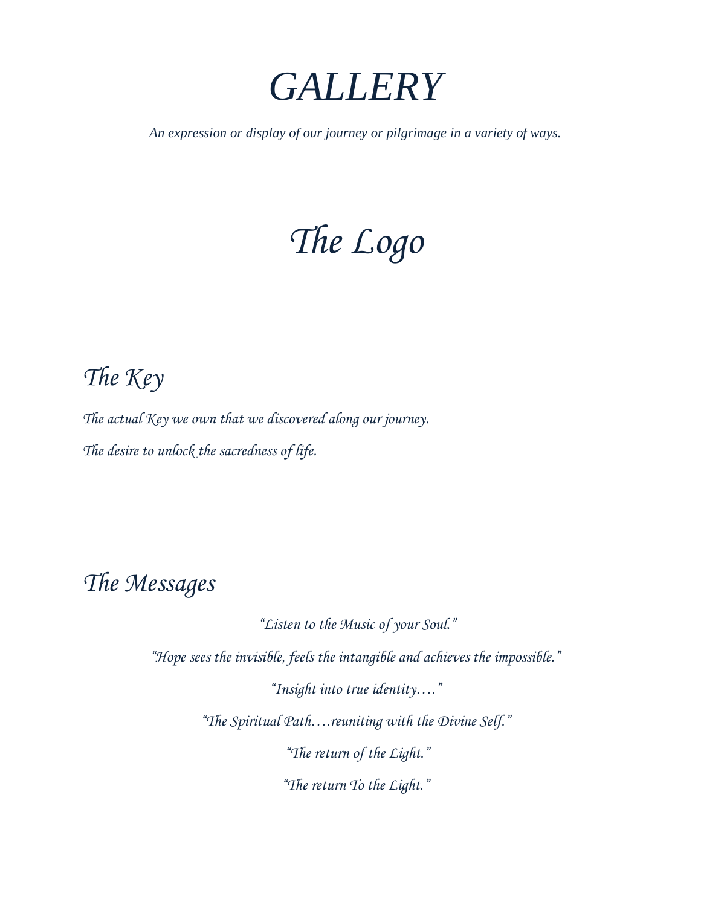# *GALLERY*

*An expression or display of our journey or pilgrimage in a variety of ways.*

## *The Logo*

### *The Key*

*The actual Key we own that we discovered along our journey.*

*The desire to unlock the sacredness of life.*

### *The Messages*

*"Listen to the Music of your Soul."*

*"Hope sees the invisible, feels the intangible and achieves the impossible."*

*"Insight into true identity…."*

*"The Spiritual Path….reuniting with the Divine Self."*

*"The return of the Light."*

*"The return To the Light."*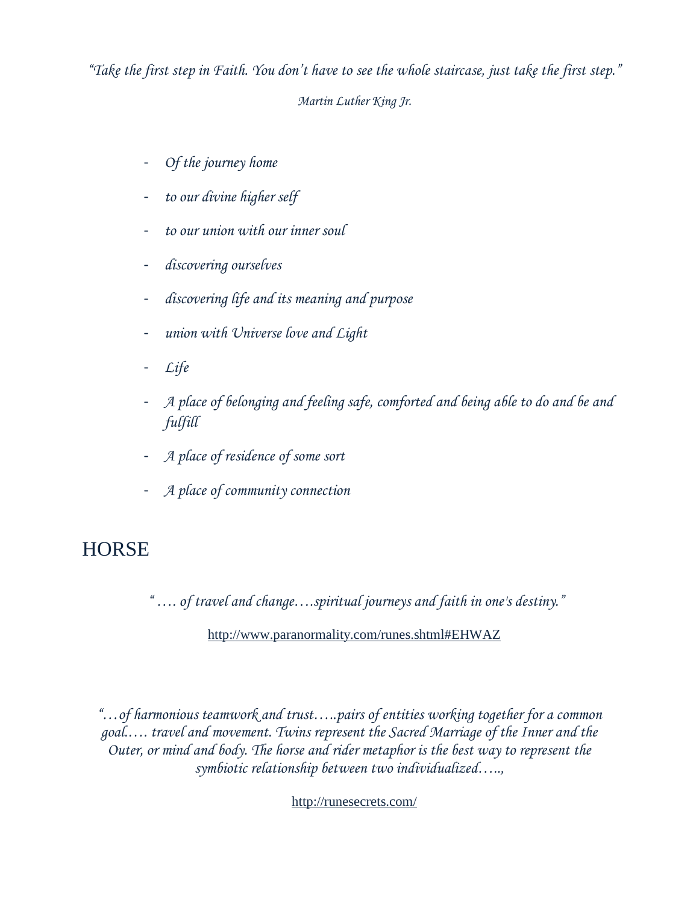*"Take the first step in Faith. You don't have to see the whole staircase, just take the first step."*

*Martin Luther King Jr.*

- *Of the journey home*
- *to our divine higher self*
- *to our union with our inner soul*
- *discovering ourselves*
- *discovering life and its meaning and purpose*
- *union with Universe love and Light*
- *Life*
- *A place of belonging and feeling safe, comforted and being able to do and be and fulfill*
- *A place of residence of some sort*
- *A place of community connection*

## HORSE

*" …. of travel and change….spiritual journeys and faith in one's destiny."*

http://www.paranormality.com/runes.shtml#EHWAZ

*"…of harmonious teamwork and trust…..pairs of entities working together for a common goal.…. travel and movement. Twins represent the Sacred Marriage of the Inner and the Outer, or mind and body. The horse and rider metaphor is the best way to represent the symbiotic relationship between two individualized…..,*

http://runesecrets.com/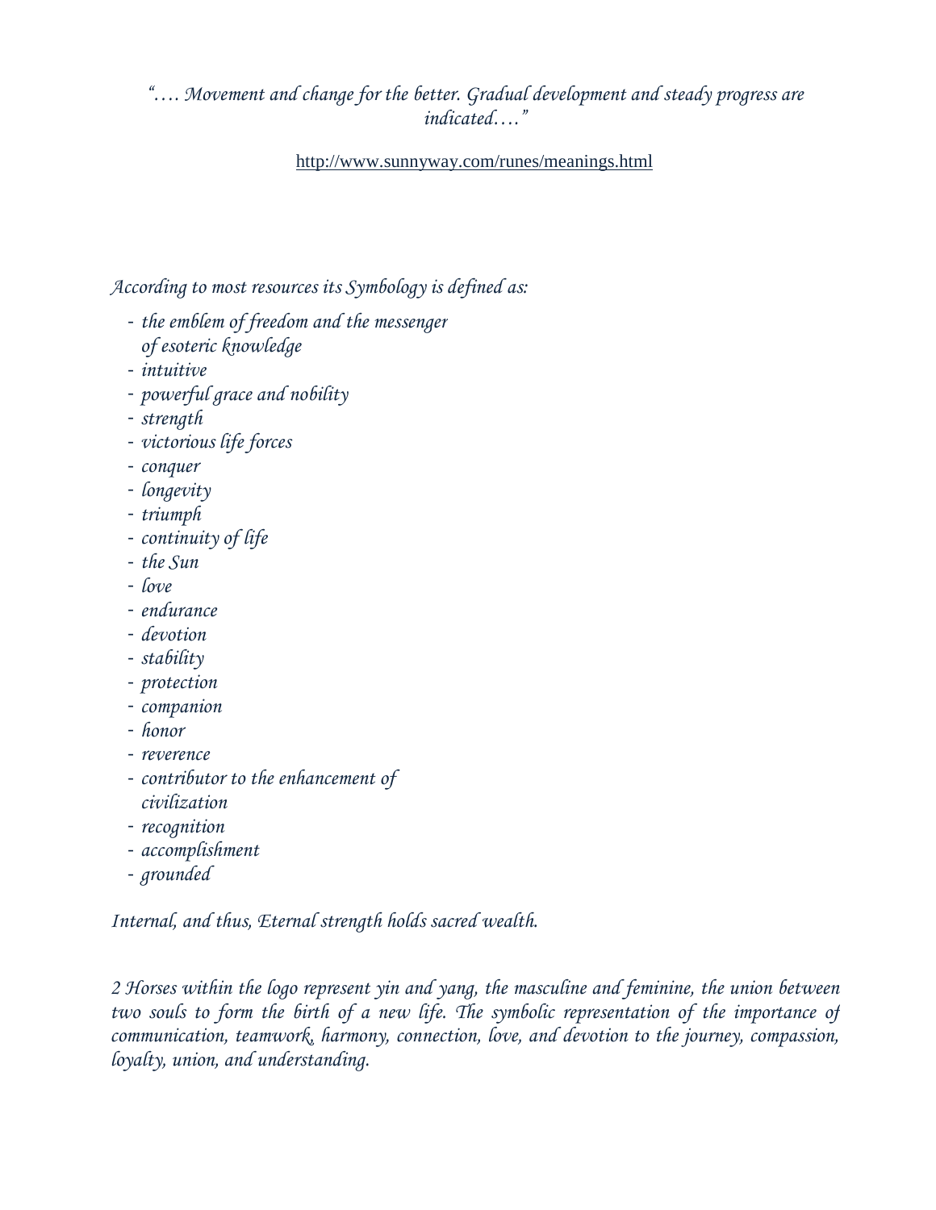*"…. Movement and change for the better. Gradual development and steady progress are indicated…."*

http://www.sunnyway.com/runes/meanings.html

*According to most resources its Symbology is defined as:*

- *the emblem of freedom and the messenger of esoteric knowledge*
- *intuitive*
- *powerful grace and nobility*
- *strength*
- *victorious life forces*
- *conquer*
- *longevity*
- *triumph*
- *continuity of life*
- *the Sun*
- *love*
- *endurance*
- *devotion*
- *stability*
- *protection*
- *companion*
- *honor*
- *reverence*
- *contributor to the enhancement of civilization*
- *recognition*
- *accomplishment*
- *grounded*

*Internal, and thus, Eternal strength holds sacred wealth.*

*2 Horses within the logo represent yin and yang, the masculine and feminine, the union between two souls to form the birth of a new life. The symbolic representation of the importance of communication, teamwork, harmony, connection, love, and devotion to the journey, compassion, loyalty, union, and understanding.*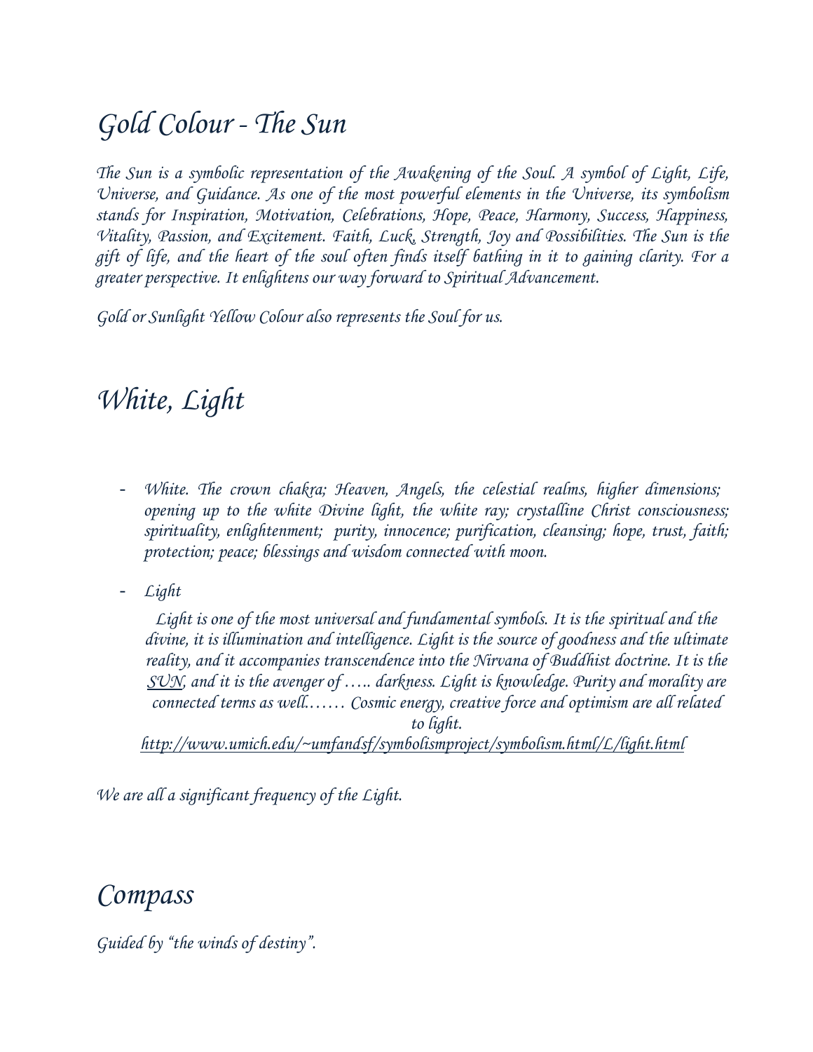## *Gold Colour - The Sun*

*The Sun is a symbolic representation of the Awakening of the Soul. A symbol of Light, Life, Universe, and Guidance. As one of the most powerful elements in the Universe, its symbolism stands for Inspiration, Motivation, Celebrations, Hope, Peace, Harmony, Success, Happiness, Vitality, Passion, and Excitement. Faith, Luck, Strength, Joy and Possibilities. The Sun is the gift of life, and the heart of the soul often finds itself bathing in it to gaining clarity. For a greater perspective. It enlightens our way forward to Spiritual Advancement.*

*Gold or Sunlight Yellow Colour also represents the Soul for us.*

## *White, Light*

- *White. The crown chakra; Heaven, Angels, the celestial realms, higher dimensions; opening up to the white Divine light, the white ray; crystalline Christ consciousness; spirituality, enlightenment; purity, innocence; purification, cleansing; hope, trust, faith; protection; peace; blessings and wisdom connected with moon.*

- *Light*

  *Light is one of the most universal and fundamental symbols. It is the spiritual and the divine, it is illumination and intelligence. Light is the source of goodness and the ultimate reality, and it accompanies transcendence into the Nirvana of Buddhist doctrine. It is the SUN, and it is the avenger of ….. darkness. Light is knowledge. Purity and morality are connected terms as well…… Cosmic energy, creative force and optimism are all related to light.*

  *http://www.umich.edu/~umfandsf/symbolismproject/symbolism.html/L/light.html*

*We are all a significant frequency of the Light.*

## *Compass*

*Guided by "the winds of destiny".*